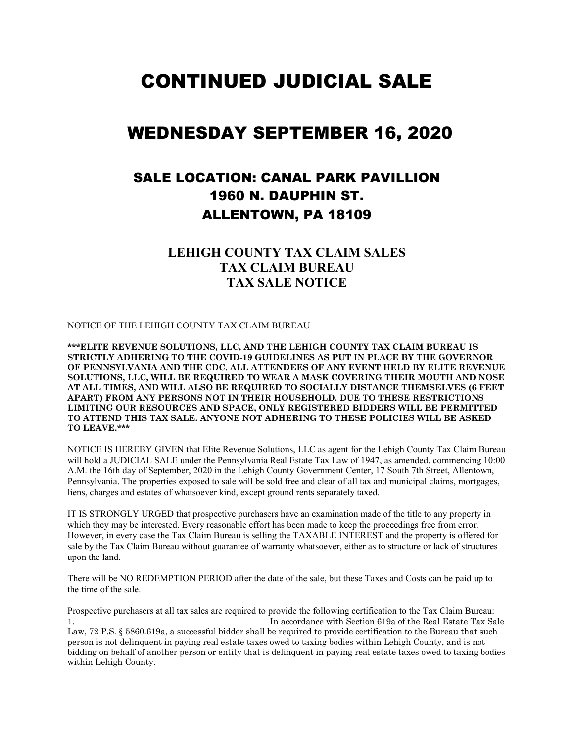# CONTINUED JUDICIAL SALE

## WEDNESDAY SEPTEMBER 16, 2020

### SALE LOCATION: CANAL PARK PAVILLION
### 1960 N. DAUPHIN ST.
### ALLENTOWN, PA 18109

### LEHIGH COUNTY TAX CLAIM SALES
### TAX CLAIM BUREAU
### TAX SALE NOTICE

NOTICE OF THE LEHIGH COUNTY TAX CLAIM BUREAU

**\*\*\*ELITE REVENUE SOLUTIONS, LLC, AND THE LEHIGH COUNTY TAX CLAIM BUREAU IS STRICTLY ADHERING TO THE COVID-19 GUIDELINES AS PUT IN PLACE BY THE GOVERNOR OF PENNSYLVANIA AND THE CDC. ALL ATTENDEES OF ANY EVENT HELD BY ELITE REVENUE SOLUTIONS, LLC, WILL BE REQUIRED TO WEAR A MASK COVERING THEIR MOUTH AND NOSE AT ALL TIMES, AND WILL ALSO BE REQUIRED TO SOCIALLY DISTANCE THEMSELVES (6 FEET APART) FROM ANY PERSONS NOT IN THEIR HOUSEHOLD. DUE TO THESE RESTRICTIONS LIMITING OUR RESOURCES AND SPACE, ONLY REGISTERED BIDDERS WILL BE PERMITTED TO ATTEND THIS TAX SALE. ANYONE NOT ADHERING TO THESE POLICIES WILL BE ASKED TO LEAVE.\*\*\***

NOTICE IS HEREBY GIVEN that Elite Revenue Solutions, LLC as agent for the Lehigh County Tax Claim Bureau will hold a JUDICIAL SALE under the Pennsylvania Real Estate Tax Law of 1947, as amended, commencing 10:00 A.M. the 16th day of September, 2020 in the Lehigh County Government Center, 17 South 7th Street, Allentown, Pennsylvania. The properties exposed to sale will be sold free and clear of all tax and municipal claims, mortgages, liens, charges and estates of whatsoever kind, except ground rents separately taxed.

IT IS STRONGLY URGED that prospective purchasers have an examination made of the title to any property in which they may be interested. Every reasonable effort has been made to keep the proceedings free from error. However, in every case the Tax Claim Bureau is selling the TAXABLE INTEREST and the property is offered for sale by the Tax Claim Bureau without guarantee of warranty whatsoever, either as to structure or lack of structures upon the land.

There will be NO REDEMPTION PERIOD after the date of the sale, but these Taxes and Costs can be paid up to the time of the sale.

Prospective purchasers at all tax sales are required to provide the following certification to the Tax Claim Bureau:

1. In accordance with Section 619a of the Real Estate Tax Sale Law, 72 P.S. § 5860.619a, a successful bidder shall be required to provide certification to the Bureau that such person is not delinquent in paying real estate taxes owed to taxing bodies within Lehigh County, and is not bidding on behalf of another person or entity that is delinquent in paying real estate taxes owed to taxing bodies within Lehigh County.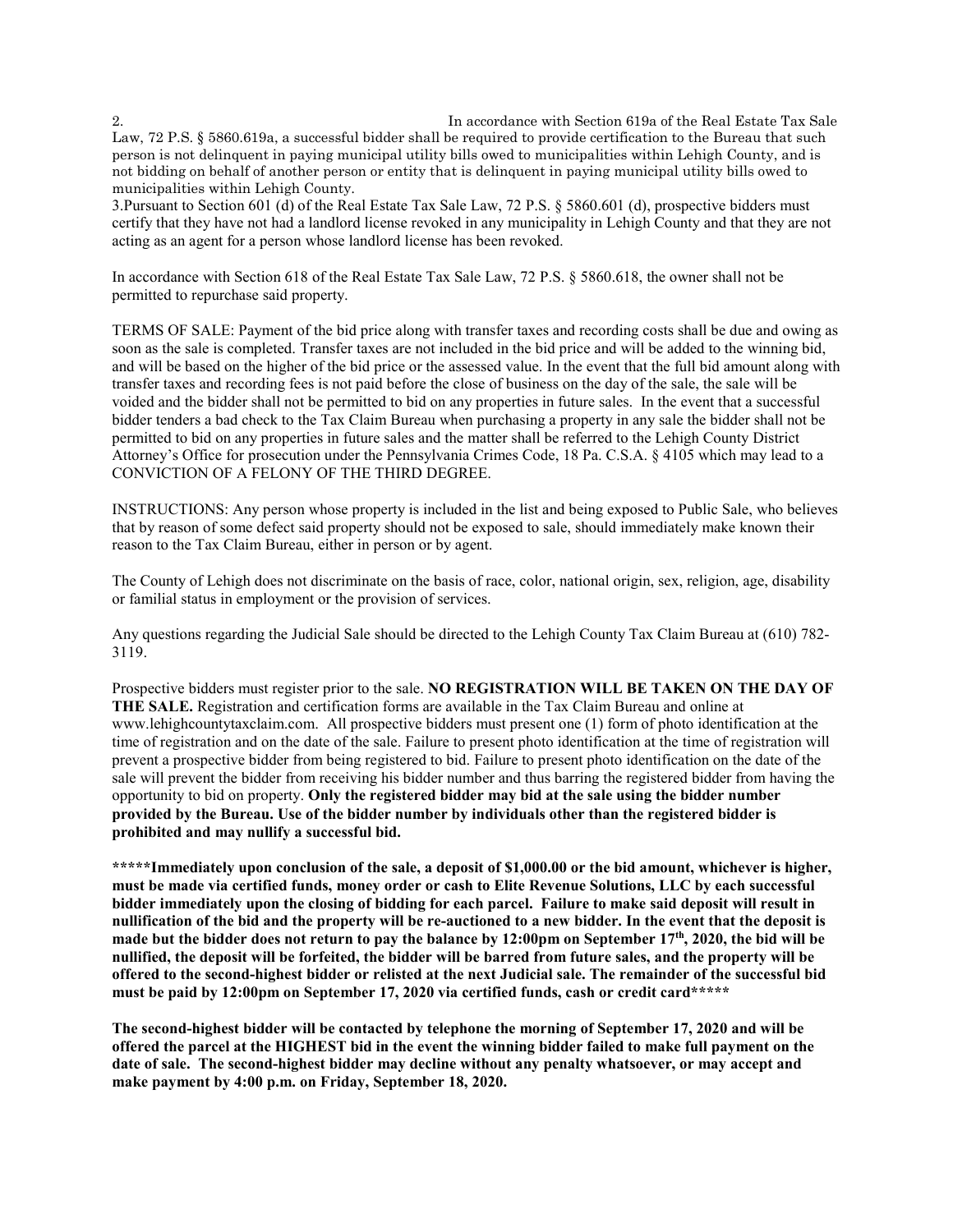2. In accordance with Section 619a of the Real Estate Tax Sale Law, 72 P.S. § 5860.619a, a successful bidder shall be required to provide certification to the Bureau that such person is not delinquent in paying municipal utility bills owed to municipalities within Lehigh County, and is not bidding on behalf of another person or entity that is delinquent in paying municipal utility bills owed to municipalities within Lehigh County.

3.Pursuant to Section 601 (d) of the Real Estate Tax Sale Law, 72 P.S. § 5860.601 (d), prospective bidders must certify that they have not had a landlord license revoked in any municipality in Lehigh County and that they are not acting as an agent for a person whose landlord license has been revoked.

In accordance with Section 618 of the Real Estate Tax Sale Law, 72 P.S. § 5860.618, the owner shall not be permitted to repurchase said property.

TERMS OF SALE: Payment of the bid price along with transfer taxes and recording costs shall be due and owing as soon as the sale is completed. Transfer taxes are not included in the bid price and will be added to the winning bid, and will be based on the higher of the bid price or the assessed value. In the event that the full bid amount along with transfer taxes and recording fees is not paid before the close of business on the day of the sale, the sale will be voided and the bidder shall not be permitted to bid on any properties in future sales. In the event that a successful bidder tenders a bad check to the Tax Claim Bureau when purchasing a property in any sale the bidder shall not be permitted to bid on any properties in future sales and the matter shall be referred to the Lehigh County District Attorney's Office for prosecution under the Pennsylvania Crimes Code, 18 Pa. C.S.A. § 4105 which may lead to a CONVICTION OF A FELONY OF THE THIRD DEGREE.

INSTRUCTIONS: Any person whose property is included in the list and being exposed to Public Sale, who believes that by reason of some defect said property should not be exposed to sale, should immediately make known their reason to the Tax Claim Bureau, either in person or by agent.

The County of Lehigh does not discriminate on the basis of race, color, national origin, sex, religion, age, disability or familial status in employment or the provision of services.

Any questions regarding the Judicial Sale should be directed to the Lehigh County Tax Claim Bureau at (610) 782-3119.

Prospective bidders must register prior to the sale. **NO REGISTRATION WILL BE TAKEN ON THE DAY OF THE SALE.** Registration and certification forms are available in the Tax Claim Bureau and online at www.lehighcountytaxclaim.com. All prospective bidders must present one (1) form of photo identification at the time of registration and on the date of the sale. Failure to present photo identification at the time of registration will prevent a prospective bidder from being registered to bid. Failure to present photo identification on the date of the sale will prevent the bidder from receiving his bidder number and thus barring the registered bidder from having the opportunity to bid on property. **Only the registered bidder may bid at the sale using the bidder number provided by the Bureau. Use of the bidder number by individuals other than the registered bidder is prohibited and may nullify a successful bid.**

**\*\*\*\*\*Immediately upon conclusion of the sale, a deposit of $1,000.00 or the bid amount, whichever is higher, must be made via certified funds, money order or cash to Elite Revenue Solutions, LLC by each successful bidder immediately upon the closing of bidding for each parcel. Failure to make said deposit will result in nullification of the bid and the property will be re-auctioned to a new bidder. In the event that the deposit is made but the bidder does not return to pay the balance by 12:00pm on September 17th, 2020, the bid will be nullified, the deposit will be forfeited, the bidder will be barred from future sales, and the property will be offered to the second-highest bidder or relisted at the next Judicial sale. The remainder of the successful bid must be paid by 12:00pm on September 17, 2020 via certified funds, cash or credit card\*\*\*\*\***

**The second-highest bidder will be contacted by telephone the morning of September 17, 2020 and will be offered the parcel at the HIGHEST bid in the event the winning bidder failed to make full payment on the date of sale. The second-highest bidder may decline without any penalty whatsoever, or may accept and make payment by 4:00 p.m. on Friday, September 18, 2020.**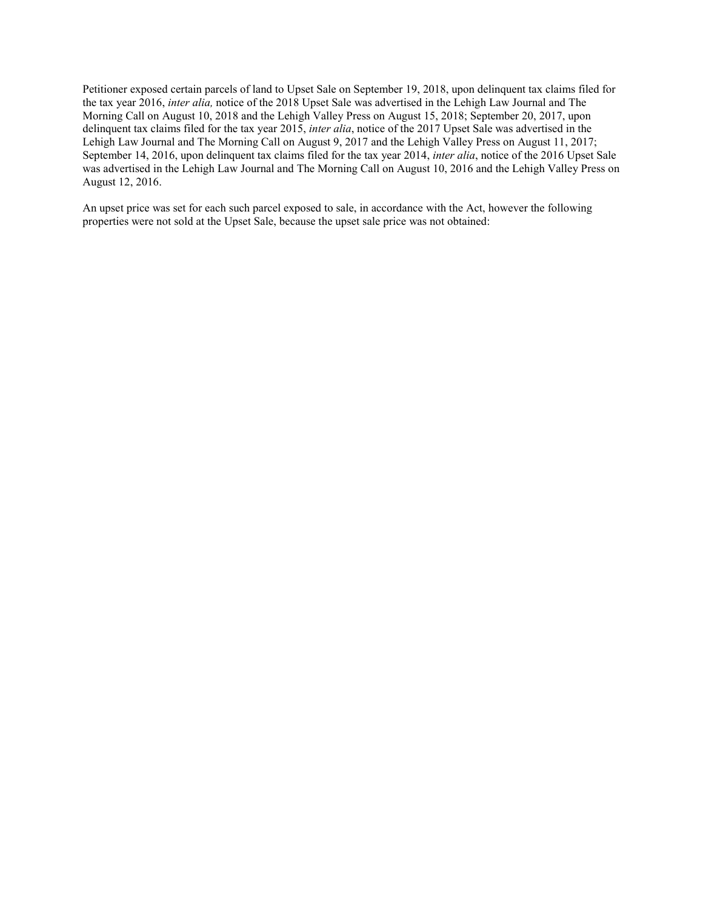Petitioner exposed certain parcels of land to Upset Sale on September 19, 2018, upon delinquent tax claims filed for the tax year 2016, *inter alia,* notice of the 2018 Upset Sale was advertised in the Lehigh Law Journal and The Morning Call on August 10, 2018 and the Lehigh Valley Press on August 15, 2018; September 20, 2017, upon delinquent tax claims filed for the tax year 2015, *inter alia*, notice of the 2017 Upset Sale was advertised in the Lehigh Law Journal and The Morning Call on August 9, 2017 and the Lehigh Valley Press on August 11, 2017; September 14, 2016, upon delinquent tax claims filed for the tax year 2014, *inter alia*, notice of the 2016 Upset Sale was advertised in the Lehigh Law Journal and The Morning Call on August 10, 2016 and the Lehigh Valley Press on August 12, 2016.

An upset price was set for each such parcel exposed to sale, in accordance with the Act, however the following properties were not sold at the Upset Sale, because the upset sale price was not obtained: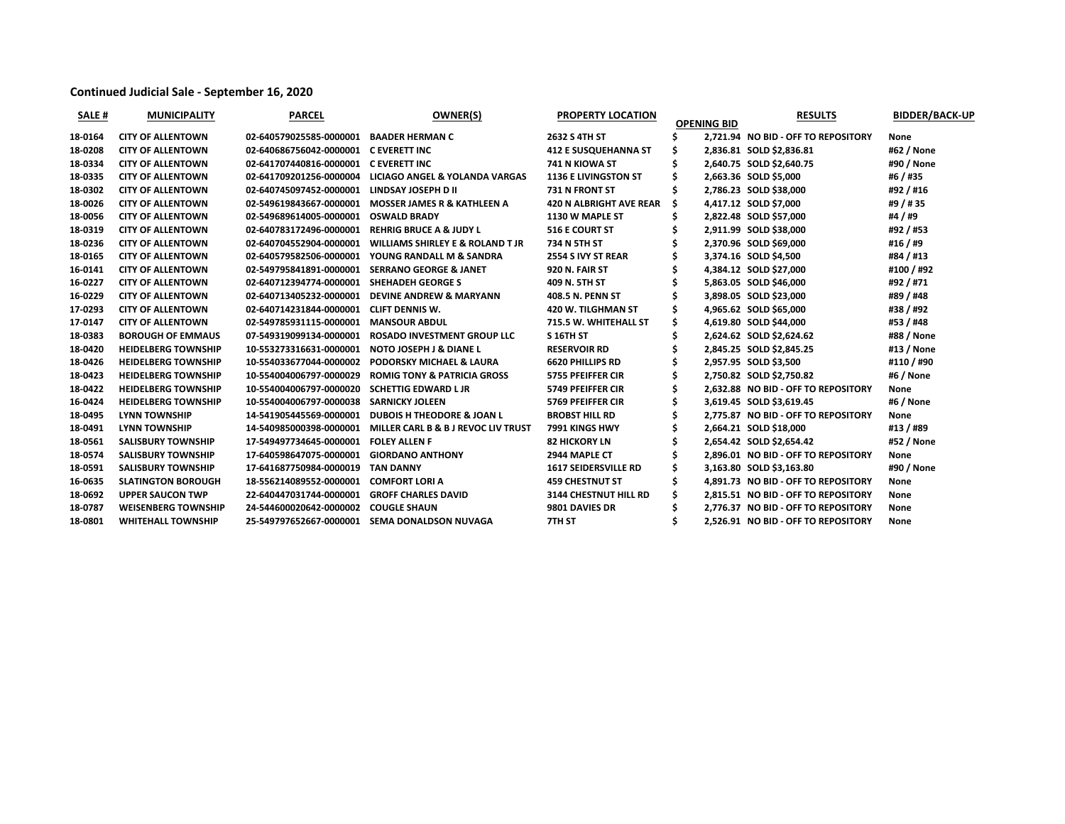**Continued Judicial Sale - September 16, 2020**

| SALE # | MUNICIPALITY | PARCEL | OWNER(S) | PROPERTY LOCATION | OPENING BID | RESULTS | BIDDER/BACK-UP |
|---|---|---|---|---|---|---|---|
| 18-0164 | CITY OF ALLENTOWN | 02-640579025585-0000001 | BAADER HERMAN C | 2632 S 4TH ST | $ 2,721.94 | NO BID - OFF TO REPOSITORY | None |
| 18-0208 | CITY OF ALLENTOWN | 02-640686756042-0000001 | C EVERETT INC | 412 E SUSQUEHANNA ST | $ 2,836.81 | SOLD $2,836.81 | #62 / None |
| 18-0334 | CITY OF ALLENTOWN | 02-641707440816-0000001 | C EVERETT INC | 741 N KIOWA ST | $ 2,640.75 | SOLD $2,640.75 | #90 / None |
| 18-0335 | CITY OF ALLENTOWN | 02-641709201256-0000004 | LICIAGO ANGEL & YOLANDA VARGAS | 1136 E LIVINGSTON ST | $ 2,663.36 | SOLD $5,000 | #6 / #35 |
| 18-0302 | CITY OF ALLENTOWN | 02-640745097452-0000001 | LINDSAY JOSEPH D II | 731 N FRONT ST | $ 2,786.23 | SOLD $38,000 | #92 / #16 |
| 18-0026 | CITY OF ALLENTOWN | 02-549619843667-0000001 | MOSSER JAMES R & KATHLEEN A | 420 N ALBRIGHT AVE REAR | $ 4,417.12 | SOLD $7,000 | #9 / # 35 |
| 18-0056 | CITY OF ALLENTOWN | 02-549689614005-0000001 | OSWALD BRADY | 1130 W MAPLE ST | $ 2,822.48 | SOLD $57,000 | #4 / #9 |
| 18-0319 | CITY OF ALLENTOWN | 02-640783172496-0000001 | REHRIG BRUCE A & JUDY L | 516 E COURT ST | $ 2,911.99 | SOLD $38,000 | #92 / #53 |
| 18-0236 | CITY OF ALLENTOWN | 02-640704552904-0000001 | WILLIAMS SHIRLEY E & ROLAND T JR | 734 N 5TH ST | $ 2,370.96 | SOLD $69,000 | #16 / #9 |
| 18-0165 | CITY OF ALLENTOWN | 02-640579582506-0000001 | YOUNG RANDALL M & SANDRA | 2554 S IVY ST REAR | $ 3,374.16 | SOLD $4,500 | #84 / #13 |
| 16-0141 | CITY OF ALLENTOWN | 02-549795841891-0000001 | SERRANO GEORGE & JANET | 920 N. FAIR ST | $ 4,384.12 | SOLD $27,000 | #100 / #92 |
| 16-0227 | CITY OF ALLENTOWN | 02-640712394774-0000001 | SHEHADEH GEORGE S | 409 N. 5TH ST | $ 5,863.05 | SOLD $46,000 | #92 / #71 |
| 16-0229 | CITY OF ALLENTOWN | 02-640713405232-0000001 | DEVINE ANDREW & MARYANN | 408.5 N. PENN ST | $ 3,898.05 | SOLD $23,000 | #89 / #48 |
| 17-0293 | CITY OF ALLENTOWN | 02-640714231844-0000001 | CLIFT DENNIS W. | 420 W. TILGHMAN ST | $ 4,965.62 | SOLD $65,000 | #38 / #92 |
| 17-0147 | CITY OF ALLENTOWN | 02-549785931115-0000001 | MANSOUR ABDUL | 715.5 W. WHITEHALL ST | $ 4,619.80 | SOLD $44,000 | #53 / #48 |
| 18-0383 | BOROUGH OF EMMAUS | 07-549319099134-0000001 | ROSADO INVESTMENT GROUP LLC | S 16TH ST | $ 2,624.62 | SOLD $2,624.62 | #88 / None |
| 18-0420 | HEIDELBERG TOWNSHIP | 10-553273316631-0000001 | NOTO JOSEPH J & DIANE L | RESERVOIR RD | $ 2,845.25 | SOLD $2,845.25 | #13 / None |
| 18-0426 | HEIDELBERG TOWNSHIP | 10-554033677044-0000002 | PODORSKY MICHAEL & LAURA | 6620 PHILLIPS RD | $ 2,957.95 | SOLD $3,500 | #110 / #90 |
| 18-0423 | HEIDELBERG TOWNSHIP | 10-554004006797-0000029 | ROMIG TONY & PATRICIA GROSS | 5755 PFEIFFER CIR | $ 2,750.82 | SOLD $2,750.82 | #6 / None |
| 18-0422 | HEIDELBERG TOWNSHIP | 10-554004006797-0000020 | SCHETTIG EDWARD L JR | 5749 PFEIFFER CIR | $ 2,632.88 | NO BID - OFF TO REPOSITORY | None |
| 16-0424 | HEIDELBERG TOWNSHIP | 10-554004006797-0000038 | SARNICKY JOLEEN | 5769 PFEIFFER CIR | $ 3,619.45 | SOLD $3,619.45 | #6 / None |
| 18-0495 | LYNN TOWNSHIP | 14-541905445569-0000001 | DUBOIS H THEODORE & JOAN L | BROBST HILL RD | $ 2,775.87 | NO BID - OFF TO REPOSITORY | None |
| 18-0491 | LYNN TOWNSHIP | 14-540985000398-0000001 | MILLER CARL B & B J REVOC LIV TRUST | 7991 KINGS HWY | $ 2,664.21 | SOLD $18,000 | #13 / #89 |
| 18-0561 | SALISBURY TOWNSHIP | 17-549497734645-0000001 | FOLEY ALLEN F | 82 HICKORY LN | $ 2,654.42 | SOLD $2,654.42 | #52 / None |
| 18-0574 | SALISBURY TOWNSHIP | 17-640598647075-0000001 | GIORDANO ANTHONY | 2944 MAPLE CT | $ 2,896.01 | NO BID - OFF TO REPOSITORY | None |
| 18-0591 | SALISBURY TOWNSHIP | 17-641687750984-0000019 | TAN DANNY | 1617 SEIDERSVILLE RD | $ 3,163.80 | SOLD $3,163.80 | #90 / None |
| 16-0635 | SLATINGTON BOROUGH | 18-556214089552-0000001 | COMFORT LORI A | 459 CHESTNUT ST | $ 4,891.73 | NO BID - OFF TO REPOSITORY | None |
| 18-0692 | UPPER SAUCON TWP | 22-640447031744-0000001 | GROFF CHARLES DAVID | 3144 CHESTNUT HILL RD | $ 2,815.51 | NO BID - OFF TO REPOSITORY | None |
| 18-0787 | WEISENBERG TOWNSHIP | 24-544600020642-0000002 | COUGLE SHAUN | 9801 DAVIES DR | $ 2,776.37 | NO BID - OFF TO REPOSITORY | None |
| 18-0801 | WHITEHALL TOWNSHIP | 25-549797652667-0000001 | SEMA DONALDSON NUVAGA | 7TH ST | $ 2,526.91 | NO BID - OFF TO REPOSITORY | None |